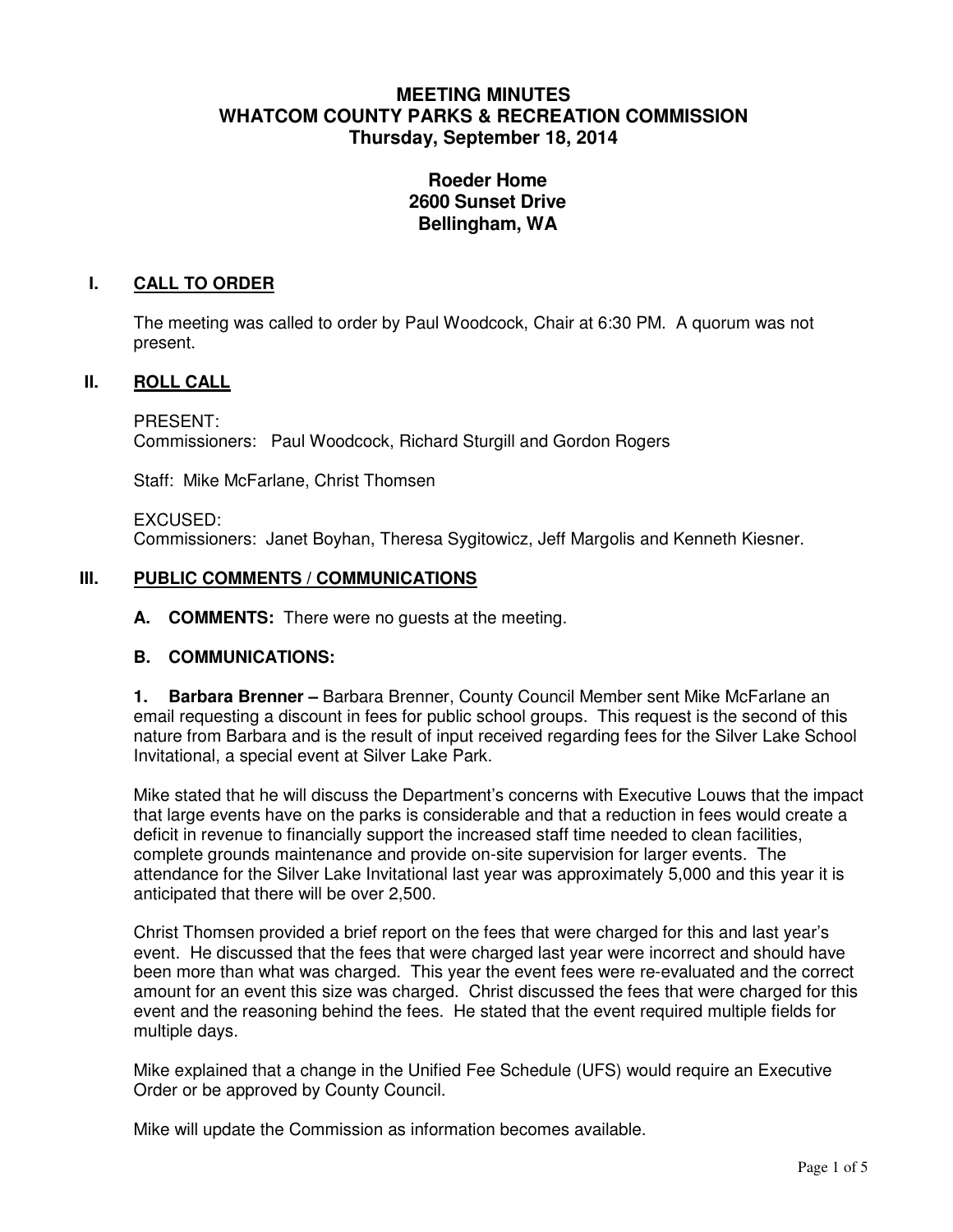# MEETING MINUTES
# WHATCOM COUNTY PARKS & RECREATION COMMISSION
# Thursday, September 18, 2014

**Roeder Home**
**2600 Sunset Drive**
**Bellingham, WA**

## I. CALL TO ORDER

The meeting was called to order by Paul Woodcock, Chair at 6:30 PM. A quorum was not present.

## II. ROLL CALL

PRESENT:
Commissioners: Paul Woodcock, Richard Sturgill and Gordon Rogers

Staff: Mike McFarlane, Christ Thomsen

EXCUSED:
Commissioners: Janet Boyhan, Theresa Sygitowicz, Jeff Margolis and Kenneth Kiesner.

## III. PUBLIC COMMENTS / COMMUNICATIONS

**A. COMMENTS:** There were no guests at the meeting.

**B. COMMUNICATIONS:**

**1. Barbara Brenner –** Barbara Brenner, County Council Member sent Mike McFarlane an email requesting a discount in fees for public school groups. This request is the second of this nature from Barbara and is the result of input received regarding fees for the Silver Lake School Invitational, a special event at Silver Lake Park.

Mike stated that he will discuss the Department's concerns with Executive Louws that the impact that large events have on the parks is considerable and that a reduction in fees would create a deficit in revenue to financially support the increased staff time needed to clean facilities, complete grounds maintenance and provide on-site supervision for larger events. The attendance for the Silver Lake Invitational last year was approximately 5,000 and this year it is anticipated that there will be over 2,500.

Christ Thomsen provided a brief report on the fees that were charged for this and last year's event. He discussed that the fees that were charged last year were incorrect and should have been more than what was charged. This year the event fees were re-evaluated and the correct amount for an event this size was charged. Christ discussed the fees that were charged for this event and the reasoning behind the fees. He stated that the event required multiple fields for multiple days.

Mike explained that a change in the Unified Fee Schedule (UFS) would require an Executive Order or be approved by County Council.

Mike will update the Commission as information becomes available.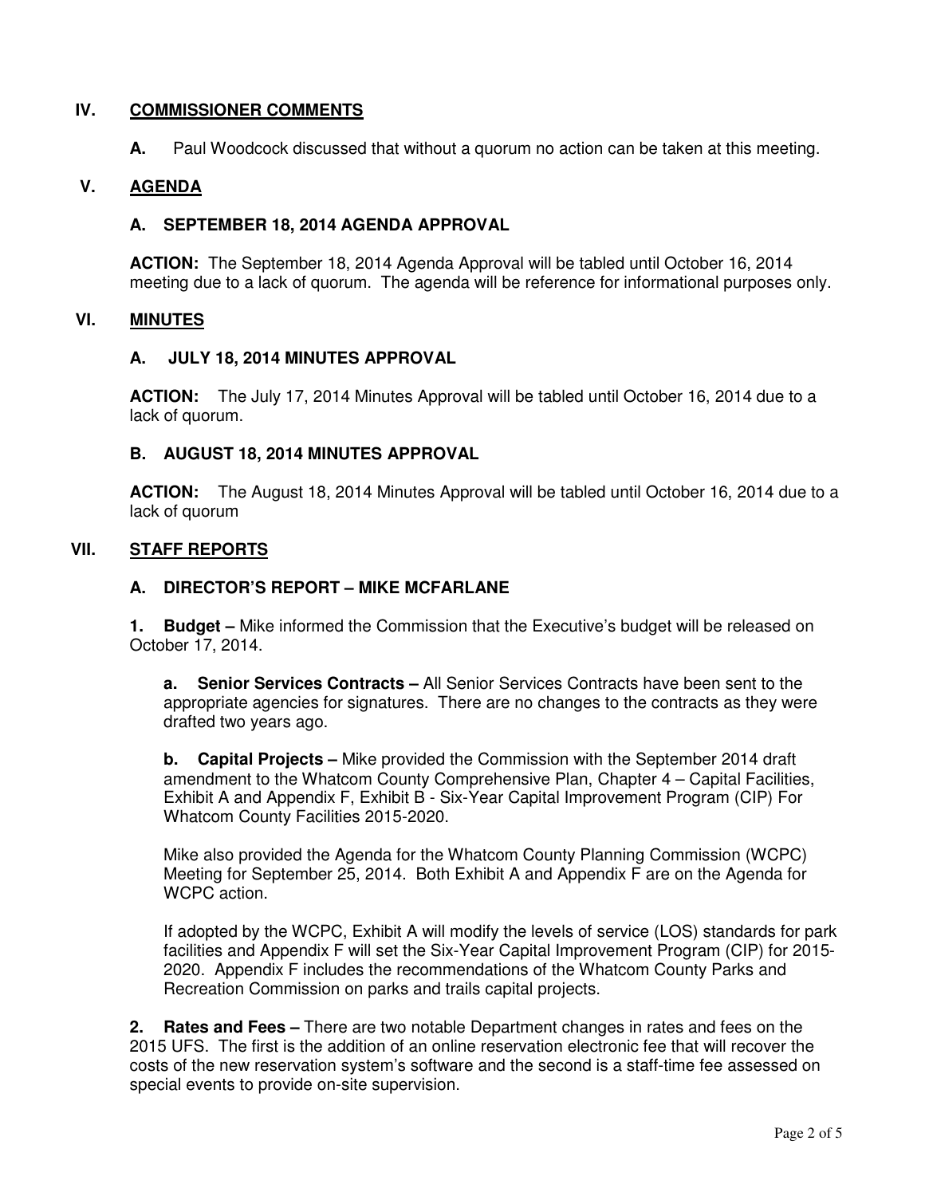## IV. COMMISSIONER COMMENTS

**A.** Paul Woodcock discussed that without a quorum no action can be taken at this meeting.

## V. AGENDA

### A. SEPTEMBER 18, 2014 AGENDA APPROVAL

**ACTION:** The September 18, 2014 Agenda Approval will be tabled until October 16, 2014 meeting due to a lack of quorum. The agenda will be reference for informational purposes only.

## VI. MINUTES

### A. JULY 18, 2014 MINUTES APPROVAL

**ACTION:** The July 17, 2014 Minutes Approval will be tabled until October 16, 2014 due to a lack of quorum.

### B. AUGUST 18, 2014 MINUTES APPROVAL

**ACTION:** The August 18, 2014 Minutes Approval will be tabled until October 16, 2014 due to a lack of quorum

## VII. STAFF REPORTS

### A. DIRECTOR'S REPORT – MIKE MCFARLANE

**1. Budget –** Mike informed the Commission that the Executive's budget will be released on October 17, 2014.

**a. Senior Services Contracts –** All Senior Services Contracts have been sent to the appropriate agencies for signatures. There are no changes to the contracts as they were drafted two years ago.

**b. Capital Projects –** Mike provided the Commission with the September 2014 draft amendment to the Whatcom County Comprehensive Plan, Chapter 4 – Capital Facilities, Exhibit A and Appendix F, Exhibit B - Six-Year Capital Improvement Program (CIP) For Whatcom County Facilities 2015-2020.

Mike also provided the Agenda for the Whatcom County Planning Commission (WCPC) Meeting for September 25, 2014. Both Exhibit A and Appendix F are on the Agenda for WCPC action.

If adopted by the WCPC, Exhibit A will modify the levels of service (LOS) standards for park facilities and Appendix F will set the Six-Year Capital Improvement Program (CIP) for 2015-2020. Appendix F includes the recommendations of the Whatcom County Parks and Recreation Commission on parks and trails capital projects.

**2. Rates and Fees –** There are two notable Department changes in rates and fees on the 2015 UFS. The first is the addition of an online reservation electronic fee that will recover the costs of the new reservation system's software and the second is a staff-time fee assessed on special events to provide on-site supervision.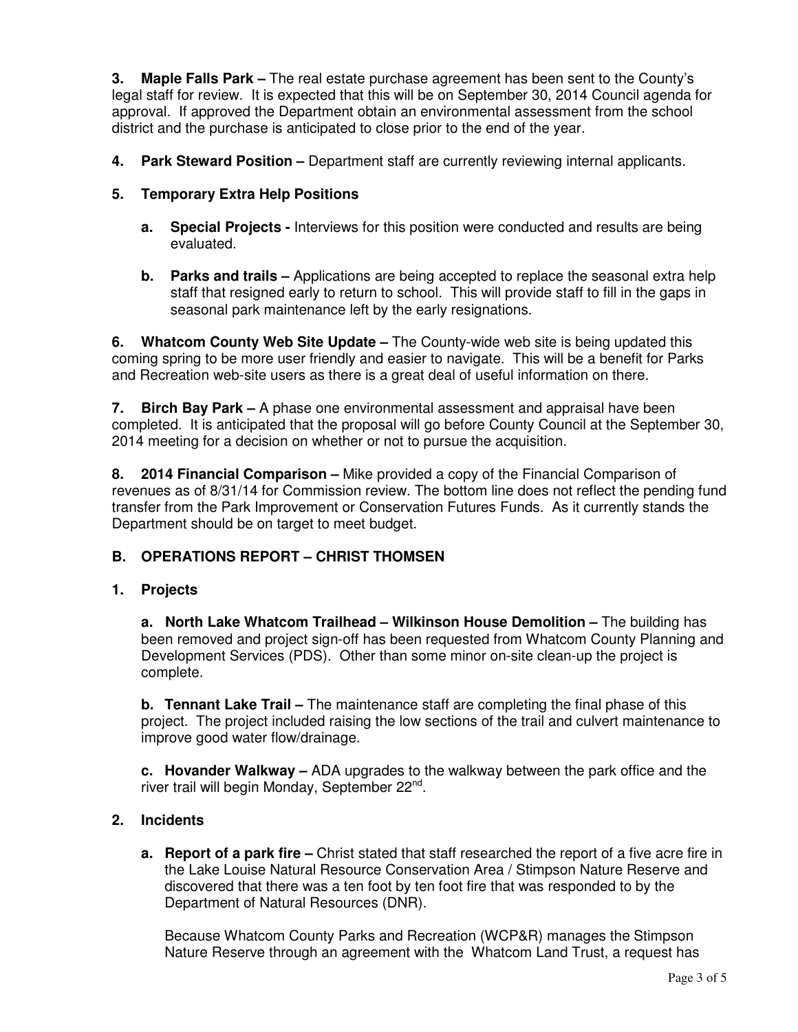**3. Maple Falls Park –** The real estate purchase agreement has been sent to the County's legal staff for review. It is expected that this will be on September 30, 2014 Council agenda for approval. If approved the Department obtain an environmental assessment from the school district and the purchase is anticipated to close prior to the end of the year.

**4. Park Steward Position –** Department staff are currently reviewing internal applicants.

**5. Temporary Extra Help Positions**

- **a. Special Projects -** Interviews for this position were conducted and results are being evaluated.

- **b. Parks and trails –** Applications are being accepted to replace the seasonal extra help staff that resigned early to return to school. This will provide staff to fill in the gaps in seasonal park maintenance left by the early resignations.

**6. Whatcom County Web Site Update –** The County-wide web site is being updated this coming spring to be more user friendly and easier to navigate. This will be a benefit for Parks and Recreation web-site users as there is a great deal of useful information on there.

**7. Birch Bay Park –** A phase one environmental assessment and appraisal have been completed. It is anticipated that the proposal will go before County Council at the September 30, 2014 meeting for a decision on whether or not to pursue the acquisition.

**8. 2014 Financial Comparison –** Mike provided a copy of the Financial Comparison of revenues as of 8/31/14 for Commission review. The bottom line does not reflect the pending fund transfer from the Park Improvement or Conservation Futures Funds. As it currently stands the Department should be on target to meet budget.

## B. OPERATIONS REPORT – CHRIST THOMSEN

**1. Projects**

**a. North Lake Whatcom Trailhead – Wilkinson House Demolition –** The building has been removed and project sign-off has been requested from Whatcom County Planning and Development Services (PDS). Other than some minor on-site clean-up the project is complete.

**b. Tennant Lake Trail –** The maintenance staff are completing the final phase of this project. The project included raising the low sections of the trail and culvert maintenance to improve good water flow/drainage.

**c. Hovander Walkway –** ADA upgrades to the walkway between the park office and the river trail will begin Monday, September 22nd.

**2. Incidents**

**a. Report of a park fire –** Christ stated that staff researched the report of a five acre fire in the Lake Louise Natural Resource Conservation Area / Stimpson Nature Reserve and discovered that there was a ten foot by ten foot fire that was responded to by the Department of Natural Resources (DNR).

Because Whatcom County Parks and Recreation (WCP&R) manages the Stimpson Nature Reserve through an agreement with the Whatcom Land Trust, a request has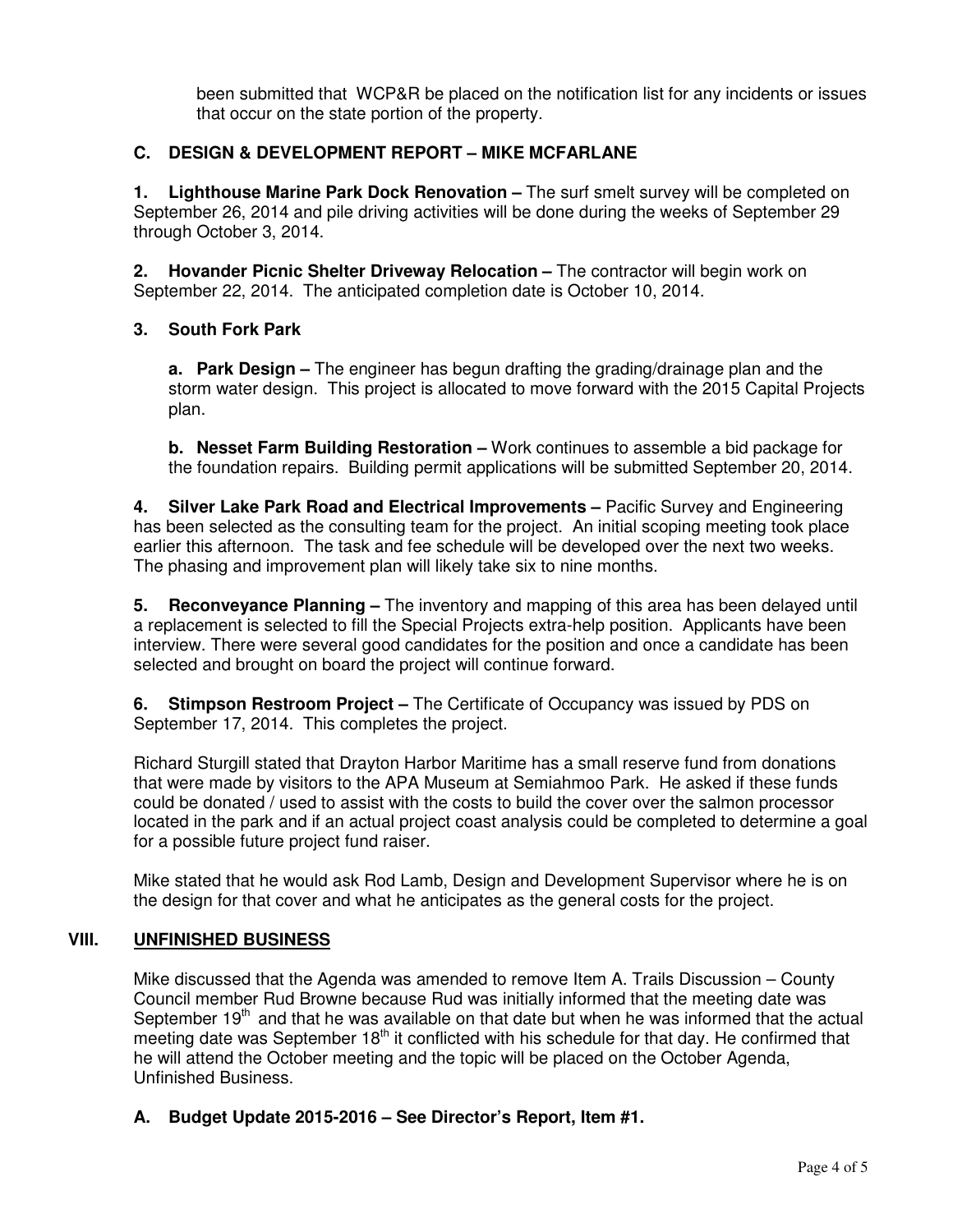been submitted that WCP&R be placed on the notification list for any incidents or issues that occur on the state portion of the property.

### C. DESIGN & DEVELOPMENT REPORT – MIKE MCFARLANE

**1. Lighthouse Marine Park Dock Renovation –** The surf smelt survey will be completed on September 26, 2014 and pile driving activities will be done during the weeks of September 29 through October 3, 2014.

**2. Hovander Picnic Shelter Driveway Relocation –** The contractor will begin work on September 22, 2014. The anticipated completion date is October 10, 2014.

**3. South Fork Park**

**a. Park Design –** The engineer has begun drafting the grading/drainage plan and the storm water design. This project is allocated to move forward with the 2015 Capital Projects plan.

**b. Nesset Farm Building Restoration –** Work continues to assemble a bid package for the foundation repairs. Building permit applications will be submitted September 20, 2014.

**4. Silver Lake Park Road and Electrical Improvements –** Pacific Survey and Engineering has been selected as the consulting team for the project. An initial scoping meeting took place earlier this afternoon. The task and fee schedule will be developed over the next two weeks. The phasing and improvement plan will likely take six to nine months.

**5. Reconveyance Planning –** The inventory and mapping of this area has been delayed until a replacement is selected to fill the Special Projects extra-help position. Applicants have been interview. There were several good candidates for the position and once a candidate has been selected and brought on board the project will continue forward.

**6. Stimpson Restroom Project –** The Certificate of Occupancy was issued by PDS on September 17, 2014. This completes the project.

Richard Sturgill stated that Drayton Harbor Maritime has a small reserve fund from donations that were made by visitors to the APA Museum at Semiahmoo Park. He asked if these funds could be donated / used to assist with the costs to build the cover over the salmon processor located in the park and if an actual project coast analysis could be completed to determine a goal for a possible future project fund raiser.

Mike stated that he would ask Rod Lamb, Design and Development Supervisor where he is on the design for that cover and what he anticipates as the general costs for the project.

## VIII. UNFINISHED BUSINESS

Mike discussed that the Agenda was amended to remove Item A. Trails Discussion – County Council member Rud Browne because Rud was initially informed that the meeting date was September 19th and that he was available on that date but when he was informed that the actual meeting date was September 18th it conflicted with his schedule for that day. He confirmed that he will attend the October meeting and the topic will be placed on the October Agenda, Unfinished Business.

### A. Budget Update 2015-2016 – See Director's Report, Item #1.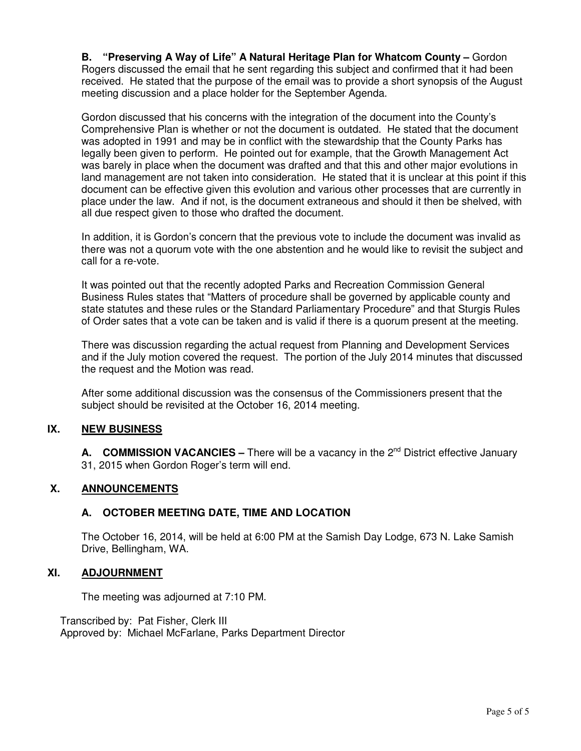**B. "Preserving A Way of Life" A Natural Heritage Plan for Whatcom County –** Gordon Rogers discussed the email that he sent regarding this subject and confirmed that it had been received. He stated that the purpose of the email was to provide a short synopsis of the August meeting discussion and a place holder for the September Agenda.

Gordon discussed that his concerns with the integration of the document into the County's Comprehensive Plan is whether or not the document is outdated. He stated that the document was adopted in 1991 and may be in conflict with the stewardship that the County Parks has legally been given to perform. He pointed out for example, that the Growth Management Act was barely in place when the document was drafted and that this and other major evolutions in land management are not taken into consideration. He stated that it is unclear at this point if this document can be effective given this evolution and various other processes that are currently in place under the law. And if not, is the document extraneous and should it then be shelved, with all due respect given to those who drafted the document.

In addition, it is Gordon's concern that the previous vote to include the document was invalid as there was not a quorum vote with the one abstention and he would like to revisit the subject and call for a re-vote.

It was pointed out that the recently adopted Parks and Recreation Commission General Business Rules states that "Matters of procedure shall be governed by applicable county and state statutes and these rules or the Standard Parliamentary Procedure" and that Sturgis Rules of Order sates that a vote can be taken and is valid if there is a quorum present at the meeting.

There was discussion regarding the actual request from Planning and Development Services and if the July motion covered the request. The portion of the July 2014 minutes that discussed the request and the Motion was read.

After some additional discussion was the consensus of the Commissioners present that the subject should be revisited at the October 16, 2014 meeting.

## IX. NEW BUSINESS

**A. COMMISSION VACANCIES –** There will be a vacancy in the 2nd District effective January 31, 2015 when Gordon Roger's term will end.

## X. ANNOUNCEMENTS

### A. OCTOBER MEETING DATE, TIME AND LOCATION

The October 16, 2014, will be held at 6:00 PM at the Samish Day Lodge, 673 N. Lake Samish Drive, Bellingham, WA.

## XI. ADJOURNMENT

The meeting was adjourned at 7:10 PM.

Transcribed by: Pat Fisher, Clerk III
Approved by: Michael McFarlane, Parks Department Director